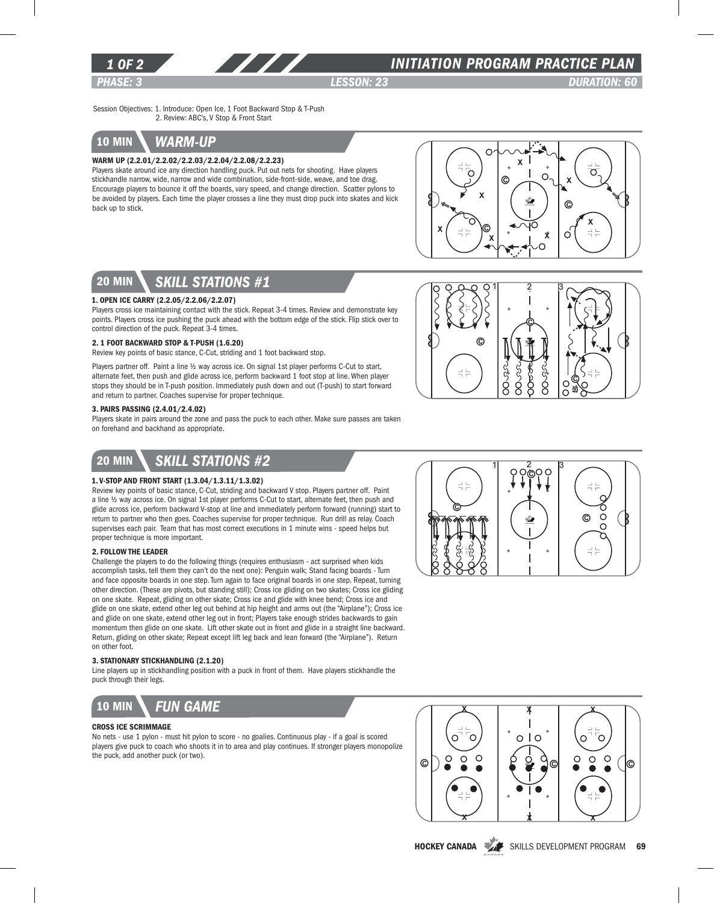# INITIATION PROGRAM PRACTICE PLAN

**PHASE: 3** | **LESSON: 23** | **DURATION: 60**

Session Objectives: 1. Introduce: Open Ice, 1 Foot Backward Stop & T-Push
2. Review: ABC's, V Stop & Front Start

## 10 MIN WARM-UP

**WARM UP (2.2.01/2.2.02/2.2.03/2.2.04/2.2.08/2.2.23)**

Players skate around ice any direction handling puck. Put out nets for shooting. Have players stickhandle narrow, wide, narrow and wide combination, side-front-side, weave, and toe drag. Encourage players to bounce it off the boards, vary speed, and change direction. Scatter pylons to be avoided by players. Each time the player crosses a line they must drop puck into skates and kick back up to stick.

## 20 MIN SKILL STATIONS #1

**1. OPEN ICE CARRY (2.2.05/2.2.06/2.2.07)**

Players cross ice maintaining contact with the stick. Repeat 3-4 times. Review and demonstrate key points. Players cross ice pushing the puck ahead with the bottom edge of the stick. Flip stick over to control direction of the puck. Repeat 3-4 times.

**2. 1 FOOT BACKWARD STOP & T-PUSH (1.6.20)**

Review key points of basic stance, C-Cut, striding and 1 foot backward stop.

Players partner off. Paint a line ½ way across ice. On signal 1st player performs C-Cut to start, alternate feet, then push and glide across ice, perform backward 1 foot stop at line. When player stops they should be in T-push position. Immediately push down and out (T-push) to start forward and return to partner. Coaches supervise for proper technique.

**3. PAIRS PASSING (2.4.01/2.4.02)**

Players skate in pairs around the zone and pass the puck to each other. Make sure passes are taken on forehand and backhand as appropriate.

## 20 MIN SKILL STATIONS #2

**1. V-STOP AND FRONT START (1.3.04/1.3.11/1.3.02)**

Review key points of basic stance, C-Cut, striding and backward V stop. Players partner off. Paint a line ½ way across ice. On signal 1st player performs C-Cut to start, alternate feet, then push and glide across ice, perform backward V-stop at line and immediately perform forward (running) start to return to partner who then goes. Coaches supervise for proper technique. Run drill as relay. Coach supervises each pair. Team that has most correct executions in 1 minute wins - speed helps but proper technique is more important.

**2. FOLLOW THE LEADER**

Challenge the players to do the following things (requires enthusiasm - act surprised when kids accomplish tasks, tell them they can't do the next one): Penguin walk; Stand facing boards - Turn and face opposite boards in one step. Turn again to face original boards in one step. Repeat, turning other direction. (These are pivots, but standing still); Cross ice gliding on two skates; Cross ice gliding on one skate. Repeat, gliding on other skate; Cross ice and glide with knee bend; Cross ice and glide on one skate, extend other leg out behind at hip height and arms out (the "Airplane"); Cross ice and glide on one skate, extend other leg out in front; Players take enough strides backwards to gain momentum then glide on one skate. Lift other skate out in front and glide in a straight line backward. Return, gliding on other skate; Repeat except lift leg back and lean forward (the "Airplane"). Return on other foot.

**3. STATIONARY STICKHANDLING (2.1.20)**

Line players up in stickhandling position with a puck in front of them. Have players stickhandle the puck through their legs.

## 10 MIN FUN GAME

**CROSS ICE SCRIMMAGE**

No nets - use 1 pylon - must hit pylon to score - no goalies. Continuous play - if a goal is scored players give puck to coach who shoots it in to area and play continues. If stronger players monopolize the puck, add another puck (or two).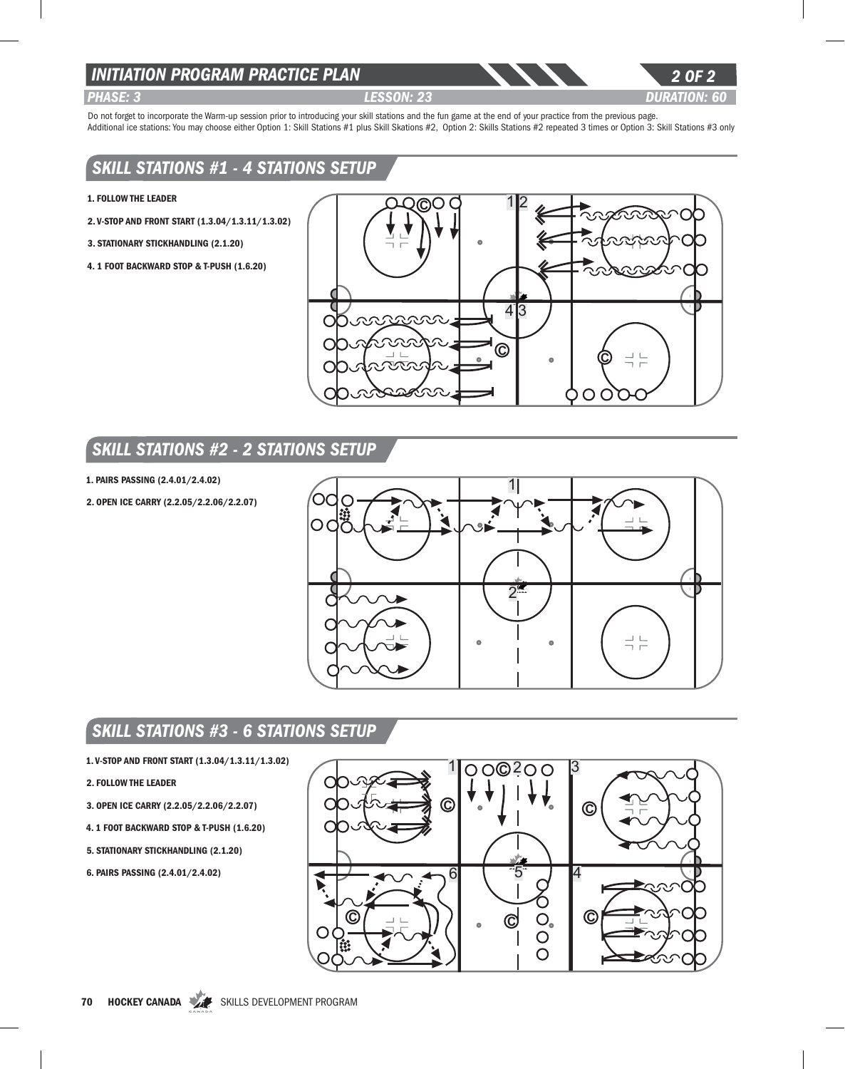# INITIATION PROGRAM PRACTICE PLAN

*PHASE: 3* *LESSON: 23* *DURATION: 60*

Do not forget to incorporate the Warm-up session prior to introducing your skill stations and the fun game at the end of your practice from the previous page.
Additional ice stations: You may choose either Option 1: Skill Stations #1 plus Skill Skations #2, Option 2: Skills Stations #2 repeated 3 times or Option 3: Skill Stations #3 only

## SKILL STATIONS #1 - 4 STATIONS SETUP

1. FOLLOW THE LEADER
2. V-STOP AND FRONT START (1.3.04/1.3.11/1.3.02)
3. STATIONARY STICKHANDLING (2.1.20)
4. 1 FOOT BACKWARD STOP & T-PUSH (1.6.20)

## SKILL STATIONS #2 - 2 STATIONS SETUP

1. PAIRS PASSING (2.4.01/2.4.02)
2. OPEN ICE CARRY (2.2.05/2.2.06/2.2.07)

## SKILL STATIONS #3 - 6 STATIONS SETUP

1. V-STOP AND FRONT START (1.3.04/1.3.11/1.3.02)
2. FOLLOW THE LEADER
3. OPEN ICE CARRY (2.2.05/2.2.06/2.2.07)
4. 1 FOOT BACKWARD STOP & T-PUSH (1.6.20)
5. STATIONARY STICKHANDLING (2.1.20)
6. PAIRS PASSING (2.4.01/2.4.02)